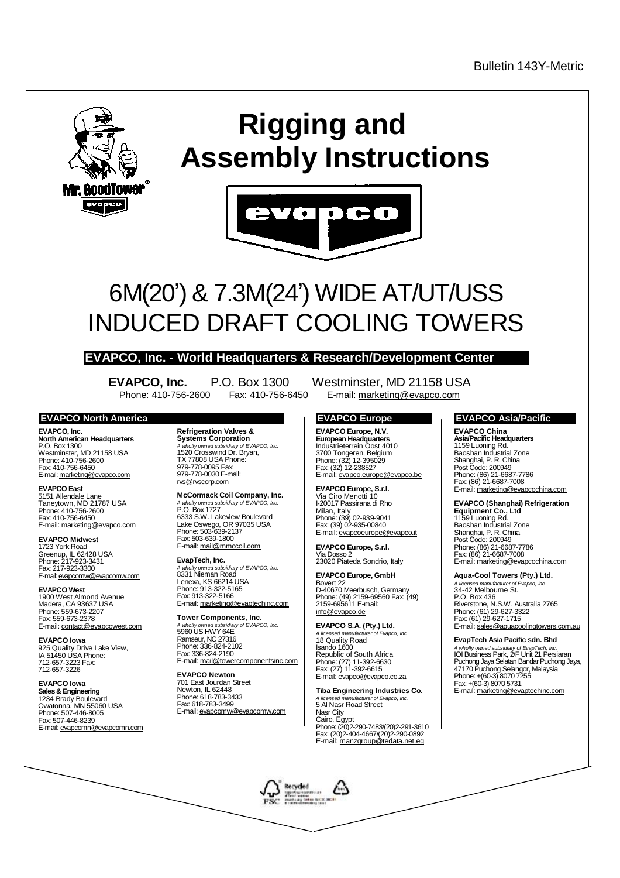Bulletin 143Y-Metric

# Rigging and Assembly Instructions

Mr. GoodTower®

evapco

# 6M(20') & 7.3M(24') WIDE AT/UT/USS INDUCED DRAFT COOLING TOWERS

## EVAPCO, Inc. - World Headquarters & Research/Development Center

**EVAPCO, Inc.** P.O. Box 1300 Westminster, MD 21158 USA
Phone: 410-756-2600 Fax: 410-756-6450 E-mail: marketing@evapco.com

### EVAPCO North America

**EVAPCO, Inc.**
**North American Headquarters**
P.O. Box 1300
Westminster, MD 21158 USA
Phone: 410-756-2600
Fax: 410-756-6450
E-mail: marketing@evapco.com

**EVAPCO East**
5151 Allendale Lane
Taneytown, MD 21787 USA
Phone: 410-756-2600
Fax: 410-756-6450
E-mail: marketing@evapco.com

**EVAPCO Midwest**
1723 York Road
Greenup, IL 62428 USA
Phone: 217-923-3431
Fax: 217-923-3300
E-mail: evapcomw@evapcomw.com

**EVAPCO West**
1900 West Almond Avenue
Madera, CA 93637 USA
Phone: 559-673-2207
Fax: 559-673-2378
E-mail: contact@evapcowest.com

**EVAPCO Iowa**
925 Quality Drive Lake View, IA 51450 USA Phone: 712-657-3223 Fax: 712-657-3226

**EVAPCO Iowa**
**Sales & Engineering**
1234 Brady Boulevard
Owatonna, MN 55060 USA
Phone: 507-446-8005
Fax: 507-446-8239
E-mail: evapcomn@evapcomn.com

**Refrigeration Valves & Systems Corporation**
*A wholly owned subsidiary of EVAPCO, Inc.*
1520 Crosswind Dr. Bryan, TX 77808 USA Phone: 979-778-0095 Fax: 979-778-0030 E-mail: rvs@rvscorp.com

**McCormack Coil Company, Inc.**
*A wholly owned subsidiary of EVAPCO, Inc.*
P.O. Box 1727
6333 S.W. Lakeview Boulevard
Lake Oswego, OR 97035 USA
Phone: 503-639-2137
Fax: 503-639-1800
E-mail: mail@mmccoil.com

**EvapTech, Inc.**
*A wholly owned subsidiary of EVAPCO, Inc.*
8331 Nieman Road
Lenexa, KS 66214 USA
Phone: 913-322-5165
Fax: 913-322-5166
E-mail: marketing@evaptechinc.com

**Tower Components, Inc.**
*A wholly owned subsidiary of EVAPCO, Inc.*
5960 US HWY 64E
Ramseur, NC 27316
Phone: 336-824-2102
Fax: 336-824-2190
E-mail: mail@towercomponentsinc.com

**EVAPCO Newton**
701 East Jourdan Street
Newton, IL 62448
Phone: 618-783-3433
Fax: 618-783-3499
E-mail: evapcomw@evapcomw.com

### EVAPCO Europe

**EVAPCO Europe, N.V.**
**European Headquarters**
Industrieterrein Oost 4010
3700 Tongeren, Belgium
Phone: (32) 12-395029
Fax: (32) 12-238527
E-mail: evapco.europe@evapco.be

**EVAPCO Europe, S.r.l.**
Via Ciro Menotti 10
I-20017 Passirana di Rho
Milan, Italy
Phone: (39) 02-939-9041
Fax: (39) 02-935-00840
E-mail: evapcoeurope@evapco.it

**EVAPCO Europe, S.r.l.**
Via Dosso 2
23020 Piateda Sondrio, Italy

**EVAPCO Europe, GmbH**
Bovert 22
D-40670 Meerbusch, Germany
Phone: (49) 2159-69560 Fax: (49) 2159-695611 E-mail: info@evapco.de

**EVAPCO S.A. (Pty.) Ltd.**
*A licensed manufacturer of Evapco, Inc.*
18 Quality Road
Isando 1600
Republic of South Africa
Phone: (27) 11-392-6630
Fax: (27) 11-392-6615
E-mail: evapco@evapco.co.za

**Tiba Engineering Industries Co.**
*A licensed manufacturer of Evapco, Inc.*
5 Al Nasr Road Street
Nasr City
Cairo, Egypt
Phone: (20)2-290-7483/(20)2-291-3610
Fax: (20)2-404-4667/(20)2-290-0892
E-mail: manzgroup@tedata.net.eg

### EVAPCO Asia/Pacific

**EVAPCO China**
**Asia/Pacific Headquarters**
1159 Luoning Rd.
Baoshan Industrial Zone
Shanghai, P. R. China
Post Code: 200949
Phone: (86) 21-6687-7786
Fax: (86) 21-6687-7008
E-mail: marketing@evapcochina.com

**EVAPCO (Shanghai) Refrigeration Equipment Co., Ltd**
1159 Luoning Rd.
Baoshan Industrial Zone
Shanghai, P. R. China
Post Code: 200949
Phone: (86) 21-6687-7786
Fax: (86) 21-6687-7008
E-mail: marketing@evapcochina.com

**Aqua-Cool Towers (Pty.) Ltd.**
*A licensed manufacturer of Evapco, Inc.*
34-42 Melbourne St.
P.O. Box 436
Riverstone, N.S.W. Australia 2765
Phone: (61) 29-627-3322
Fax: (61) 29-627-1715
E-mail: sales@aquacoolingtowers.com.au

**EvapTech Asia Pacific sdn. Bhd**
*A wholly owned subsidiary of EvapTech, Inc.*
IOI Business Park, 2/F Unit 21 Persiaran Puchong Jaya Selatan Bandar Puchong Jaya, 47170 Puchong Selangor, Malaysia
Phone: +(60-3) 8070 7255
Fax: +(60-3) 8070 5731
E-mail: marketing@evaptechinc.com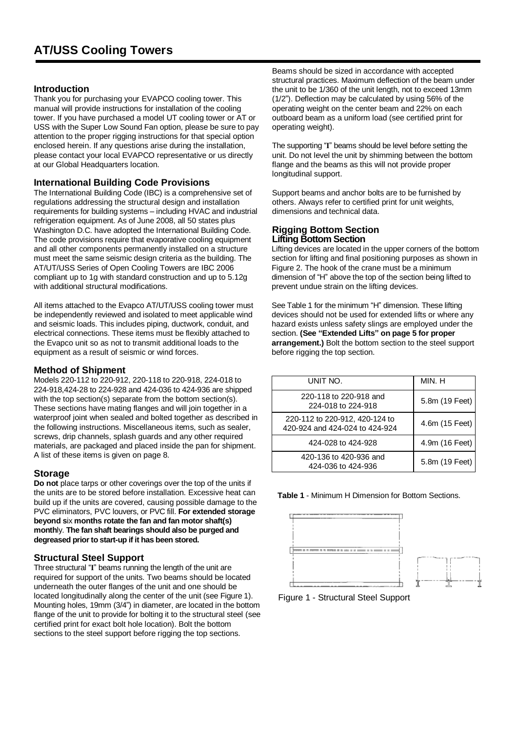# AT/USS Cooling Towers

## Introduction

Thank you for purchasing your EVAPCO cooling tower. This manual will provide instructions for installation of the cooling tower. If you have purchased a model UT cooling tower or AT or USS with the Super Low Sound Fan option, please be sure to pay attention to the proper rigging instructions for that special option enclosed herein. If any questions arise during the installation, please contact your local EVAPCO representative or us directly at our Global Headquarters location.

## International Building Code Provisions

The International Building Code (IBC) is a comprehensive set of regulations addressing the structural design and installation requirements for building systems – including HVAC and industrial refrigeration equipment. As of June 2008, all 50 states plus Washington D.C. have adopted the International Building Code. The code provisions require that evaporative cooling equipment and all other components permanently installed on a structure must meet the same seismic design criteria as the building. The AT/UT/USS Series of Open Cooling Towers are IBC 2006 compliant up to 1g with standard construction and up to 5.12g with additional structural modifications.

All items attached to the Evapco AT/UT/USS cooling tower must be independently reviewed and isolated to meet applicable wind and seismic loads. This includes piping, ductwork, conduit, and electrical connections. These items must be flexibly attached to the Evapco unit so as not to transmit additional loads to the equipment as a result of seismic or wind forces.

## Method of Shipment

Models 220-112 to 220-912, 220-118 to 220-918, 224-018 to 224-918,424-28 to 224-928 and 424-036 to 424-936 are shipped with the top section(s) separate from the bottom section(s). These sections have mating flanges and will join together in a waterproof joint when sealed and bolted together as described in the following instructions. Miscellaneous items, such as sealer, screws, drip channels, splash guards and any other required materials, are packaged and placed inside the pan for shipment. A list of these items is given on page 8.

## Storage

**Do not** place tarps or other coverings over the top of the units if the units are to be stored before installation. Excessive heat can build up if the units are covered, causing possible damage to the PVC eliminators, PVC louvers, or PVC fill. **For extended storage beyond s**ix **months rotate the fan and fan motor shaft(s) month**ly. **The fan shaft bearings should also be purged and degreased prior to start-up if it has been stored.**

## Structural Steel Support

Three structural "I" beams running the length of the unit are required for support of the units. Two beams should be located underneath the outer flanges of the unit and one should be located longitudinally along the center of the unit (see Figure 1). Mounting holes, 19mm (3/4") in diameter, are located in the bottom flange of the unit to provide for bolting it to the structural steel (see certified print for exact bolt hole location). Bolt the bottom sections to the steel support before rigging the top sections.

Beams should be sized in accordance with accepted structural practices. Maximum deflection of the beam under the unit to be 1/360 of the unit length, not to exceed 13mm (1/2"). Deflection may be calculated by using 56% of the operating weight on the center beam and 22% on each outboard beam as a uniform load (see certified print for operating weight).

The supporting "I" beams should be level before setting the unit. Do not level the unit by shimming between the bottom flange and the beams as this will not provide proper longitudinal support.

Support beams and anchor bolts are to be furnished by others. Always refer to certified print for unit weights, dimensions and technical data.

## Rigging Bottom Section

### Lifting Bottom Section

Lifting devices are located in the upper corners of the bottom section for lifting and final positioning purposes as shown in Figure 2. The hook of the crane must be a minimum dimension of "H" above the top of the section being lifted to prevent undue strain on the lifting devices.

See Table 1 for the minimum "H" dimension. These lifting devices should not be used for extended lifts or where any hazard exists unless safety slings are employed under the section. **(See "Extended Lifts" on page 5 for proper arrangement.)** Bolt the bottom section to the steel support before rigging the top section.

| UNIT NO. | MIN. H |
|---|---|
| 220-118 to 220-918 and 224-018 to 224-918 | 5.8m (19 Feet) |
| 220-112 to 220-912, 420-124 to 420-924 and 424-024 to 424-924 | 4.6m (15 Feet) |
| 424-028 to 424-928 | 4.9m (16 Feet) |
| 420-136 to 420-936 and 424-036 to 424-936 | 5.8m (19 Feet) |

**Table 1** - Minimum H Dimension for Bottom Sections.

Figure 1 - Structural Steel Support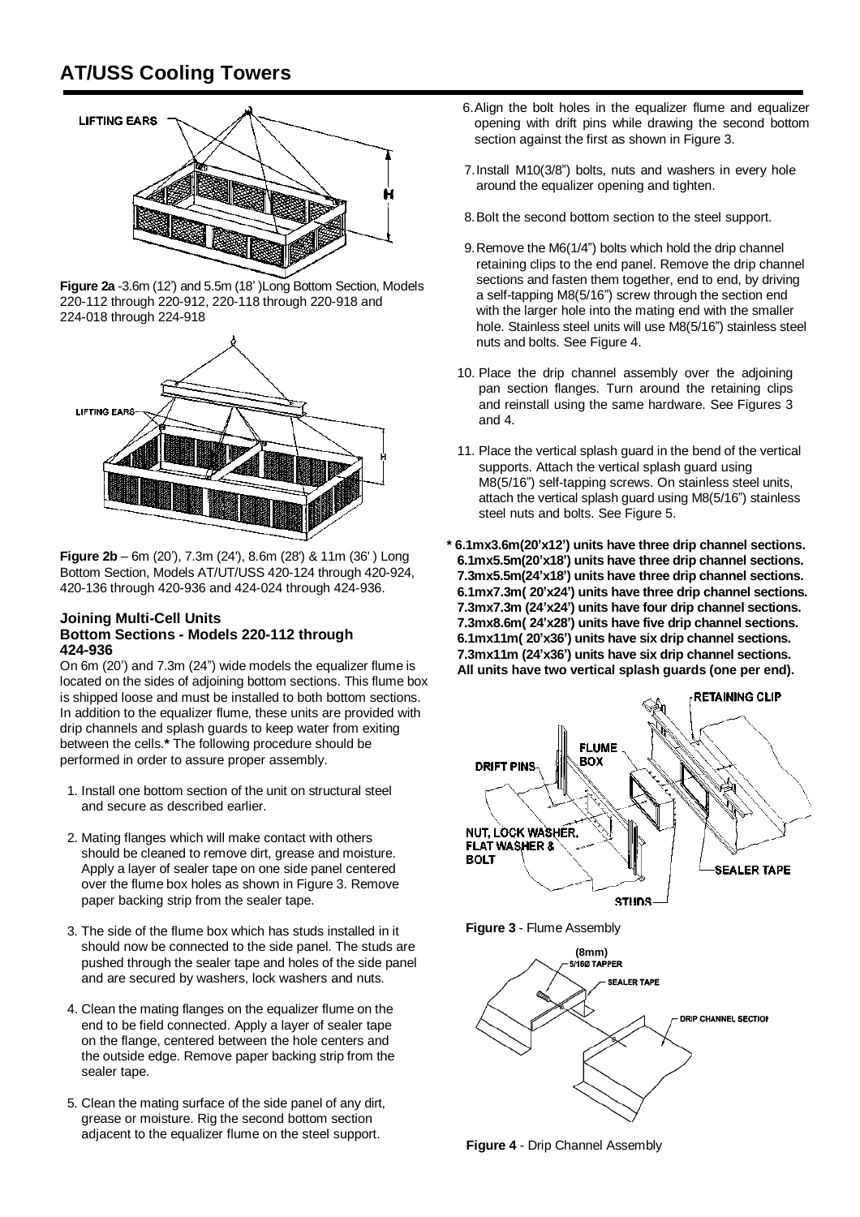# AT/USS Cooling Towers

**Figure 2a** -3.6m (12') and 5.5m (18' )Long Bottom Section, Models 220-112 through 220-912, 220-118 through 220-918 and 224-018 through 224-918

**Figure 2b** – 6m (20'), 7.3m (24'), 8.6m (28') & 11m (36' ) Long Bottom Section, Models AT/UT/USS 420-124 through 420-924, 420-136 through 420-936 and 424-024 through 424-936.

### Joining Multi-Cell Units
### Bottom Sections - Models 220-112 through 424-936

On 6m (20') and 7.3m (24") wide models the equalizer flume is located on the sides of adjoining bottom sections. This flume box is shipped loose and must be installed to both bottom sections. In addition to the equalizer flume, these units are provided with drip channels and splash guards to keep water from exiting between the cells.**\*** The following procedure should be performed in order to assure proper assembly.

1. Install one bottom section of the unit on structural steel and secure as described earlier.
2. Mating flanges which will make contact with others should be cleaned to remove dirt, grease and moisture. Apply a layer of sealer tape on one side panel centered over the flume box holes as shown in Figure 3. Remove paper backing strip from the sealer tape.
3. The side of the flume box which has studs installed in it should now be connected to the side panel. The studs are pushed through the sealer tape and holes of the side panel and are secured by washers, lock washers and nuts.
4. Clean the mating flanges on the equalizer flume on the end to be field connected. Apply a layer of sealer tape on the flange, centered between the hole centers and the outside edge. Remove paper backing strip from the sealer tape.
5. Clean the mating surface of the side panel of any dirt, grease or moisture. Rig the second bottom section adjacent to the equalizer flume on the steel support.
6. Align the bolt holes in the equalizer flume and equalizer opening with drift pins while drawing the second bottom section against the first as shown in Figure 3.
7. Install M10(3/8") bolts, nuts and washers in every hole around the equalizer opening and tighten.
8. Bolt the second bottom section to the steel support.
9. Remove the M6(1/4") bolts which hold the drip channel retaining clips to the end panel. Remove the drip channel sections and fasten them together, end to end, by driving a self-tapping M8(5/16") screw through the section end with the larger hole into the mating end with the smaller hole. Stainless steel units will use M8(5/16") stainless steel nuts and bolts. See Figure 4.
10. Place the drip channel assembly over the adjoining pan section flanges. Turn around the retaining clips and reinstall using the same hardware. See Figures 3 and 4.
11. Place the vertical splash guard in the bend of the vertical supports. Attach the vertical splash guard using M8(5/16") self-tapping screws. On stainless steel units, attach the vertical splash guard using M8(5/16") stainless steel nuts and bolts. See Figure 5.

**\* 6.1mx3.6m(20'x12') units have three drip channel sections.**
**6.1mx5.5m(20'x18') units have three drip channel sections.**
**7.3mx5.5m(24'x18') units have three drip channel sections.**
**6.1mx7.3m( 20'x24') units have three drip channel sections.**
**7.3mx7.3m (24'x24') units have four drip channel sections.**
**7.3mx8.6m( 24'x28') units have five drip channel sections.**
**6.1mx11m( 20'x36') units have six drip channel sections.**
**7.3mx11m (24'x36') units have six drip channel sections.**
**All units have two vertical splash guards (one per end).**

**Figure 3** - Flume Assembly

**Figure 4** - Drip Channel Assembly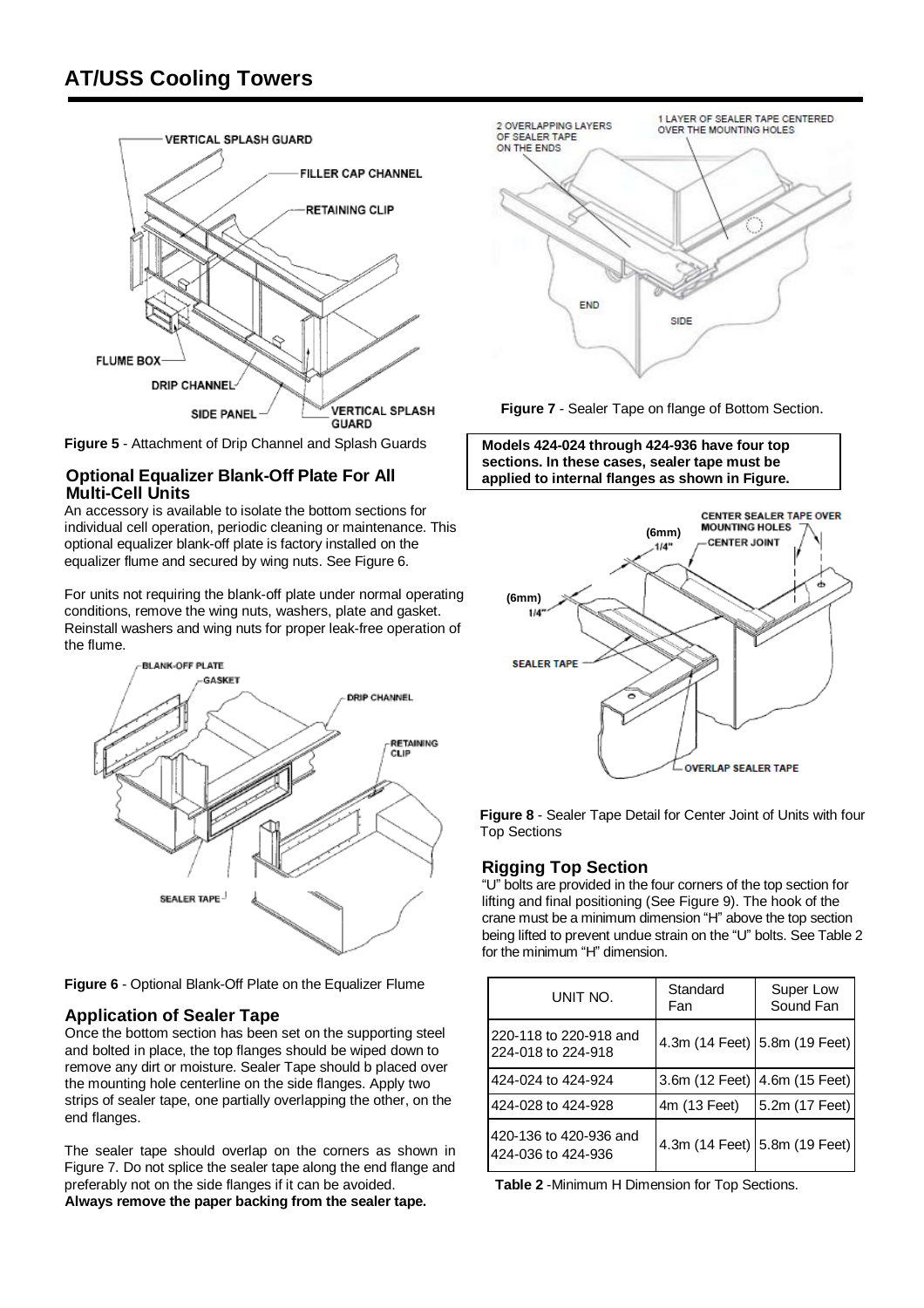Figure 5 - Attachment of Drip Channel and Splash Guards

### Optional Equalizer Blank-Off Plate For All Multi-Cell Units

An accessory is available to isolate the bottom sections for individual cell operation, periodic cleaning or maintenance. This optional equalizer blank-off plate is factory installed on the equalizer flume and secured by wing nuts. See Figure 6.

For units not requiring the blank-off plate under normal operating conditions, remove the wing nuts, washers, plate and gasket. Reinstall washers and wing nuts for proper leak-free operation of the flume.

Figure 6 - Optional Blank-Off Plate on the Equalizer Flume

### Application of Sealer Tape

Once the bottom section has been set on the supporting steel and bolted in place, the top flanges should be wiped down to remove any dirt or moisture. Sealer Tape should b placed over the mounting hole centerline on the side flanges. Apply two strips of sealer tape, one partially overlapping the other, on the end flanges.

The sealer tape should overlap on the corners as shown in Figure 7. Do not splice the sealer tape along the end flange and preferably not on the side flanges if it can be avoided.
**Always remove the paper backing from the sealer tape.**

Figure 7 - Sealer Tape on flange of Bottom Section.

**Models 424-024 through 424-936 have four top sections. In these cases, sealer tape must be applied to internal flanges as shown in Figure.**

Figure 8 - Sealer Tape Detail for Center Joint of Units with four Top Sections

### Rigging Top Section

"U" bolts are provided in the four corners of the top section for lifting and final positioning (See Figure 9). The hook of the crane must be a minimum dimension "H" above the top section being lifted to prevent undue strain on the "U" bolts. See Table 2 for the minimum "H" dimension.

| UNIT NO. | Standard Fan | Super Low Sound Fan |
|---|---|---|
| 220-118 to 220-918 and 224-018 to 224-918 | 4.3m (14 Feet) | 5.8m (19 Feet) |
| 424-024 to 424-924 | 3.6m (12 Feet) | 4.6m (15 Feet) |
| 424-028 to 424-928 | 4m (13 Feet) | 5.2m (17 Feet) |
| 420-136 to 420-936 and 424-036 to 424-936 | 4.3m (14 Feet) | 5.8m (19 Feet) |

Table 2 -Minimum H Dimension for Top Sections.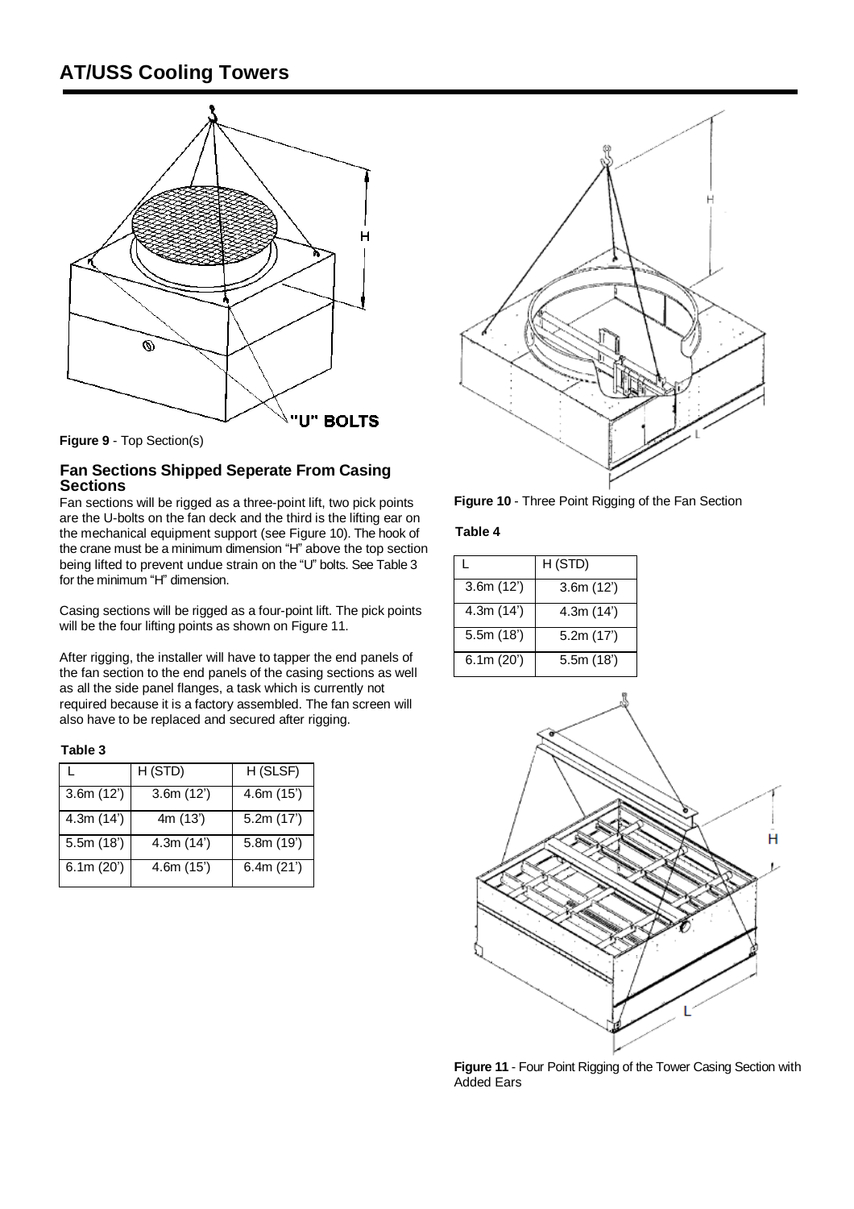**Figure 9** - Top Section(s)

### Fan Sections Shipped Seperate From Casing Sections

Fan sections will be rigged as a three-point lift, two pick points are the U-bolts on the fan deck and the third is the lifting ear on the mechanical equipment support (see Figure 10). The hook of the crane must be a minimum dimension "H" above the top section being lifted to prevent undue strain on the "U" bolts. See Table 3 for the minimum "H" dimension.

Casing sections will be rigged as a four-point lift. The pick points will be the four lifting points as shown on Figure 11.

After rigging, the installer will have to tapper the end panels of the fan section to the end panels of the casing sections as well as all the side panel flanges, a task which is currently not required because it is a factory assembled. The fan screen will also have to be replaced and secured after rigging.

**Table 3**

| L | H (STD) | H (SLSF) |
|---|---|---|
| 3.6m (12') | 3.6m (12') | 4.6m (15') |
| 4.3m (14') | 4m (13') | 5.2m (17') |
| 5.5m (18') | 4.3m (14') | 5.8m (19') |
| 6.1m (20') | 4.6m (15') | 6.4m (21') |

**Figure 10** - Three Point Rigging of the Fan Section

**Table 4**

| L | H (STD) |
|---|---|
| 3.6m (12') | 3.6m (12') |
| 4.3m (14') | 4.3m (14') |
| 5.5m (18') | 5.2m (17') |
| 6.1m (20') | 5.5m (18') |

**Figure 11** - Four Point Rigging of the Tower Casing Section with Added Ears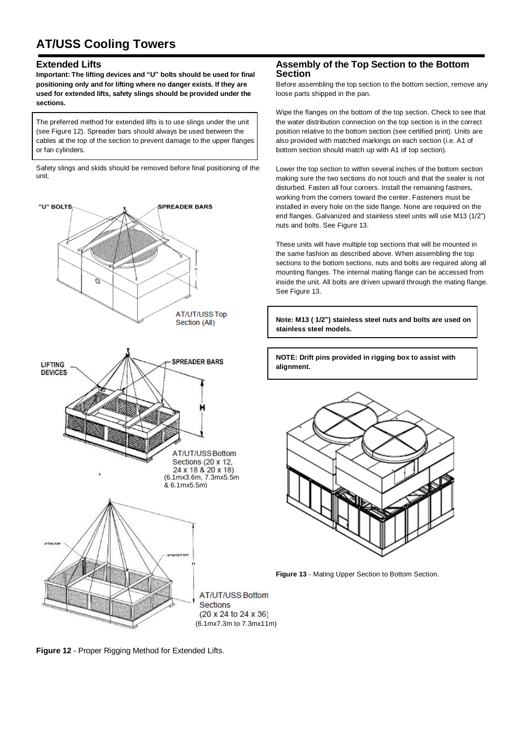# AT/USS Cooling Towers

## Extended Lifts

**Important: The lifting devices and "U" bolts should be used for final positioning only and for lifting where no danger exists. If they are used for extended lifts, safety slings should be provided under the sections.**

The preferred method for extended lifts is to use slings under the unit (see Figure 12). Spreader bars should always be used between the cables at the top of the section to prevent damage to the upper flanges or fan cylinders.

Safety slings and skids should be removed before final positioning of the unit.

"U" BOLTS SPREADER BARS H

AT/UT/USS Top Section (All)

LIFTING DEVICES SPREADER BARS H

AT/UT/USS Bottom Sections (20 x 12, 24 x 18 & 20 x 18) (6.1mx3.6m, 7.3mx5.5m & 6.1mx5.5m)

LIFTING EAR SPREADER BAR H

AT/UT/USS Bottom Sections (20 x 24 to 24 x 36) (6.1mx7.3m to 7.3mx11m)

**Figure 12** - Proper Rigging Method for Extended Lifts.

## Assembly of the Top Section to the Bottom Section

Before assembling the top section to the bottom section, remove any loose parts shipped in the pan.

Wipe the flanges on the bottom of the top section. Check to see that the water distribution connection on the top section is in the correct position relative to the bottom section (see certified print). Units are also provided with matched markings on each section (i.e. A1 of bottom section should match up with A1 of top section).

Lower the top section to within several inches of the bottom section making sure the two sections do not touch and that the sealer is not disturbed. Fasten all four corners. Install the remaining fastners, working from the corners toward the center. Fasteners must be installed in every hole on the side flange. None are required on the end flanges. Galvanized and stainless steel units will use M13 (1/2") nuts and bolts. See Figure 13.

These units will have multiple top sections that will be mounted in the same fashion as described above. When assembling the top sections to the bottom sections, nuts and bolts are required along all mounting flanges. The internal mating flange can be accessed from inside the unit. All bolts are driven upward through the mating flange. See Figure 13.

**Note: M13 ( 1/2") stainless steel nuts and bolts are used on stainless steel models.**

**NOTE: Drift pins provided in rigging box to assist with alignment.**

**Figure 13** - Mating Upper Section to Bottom Section.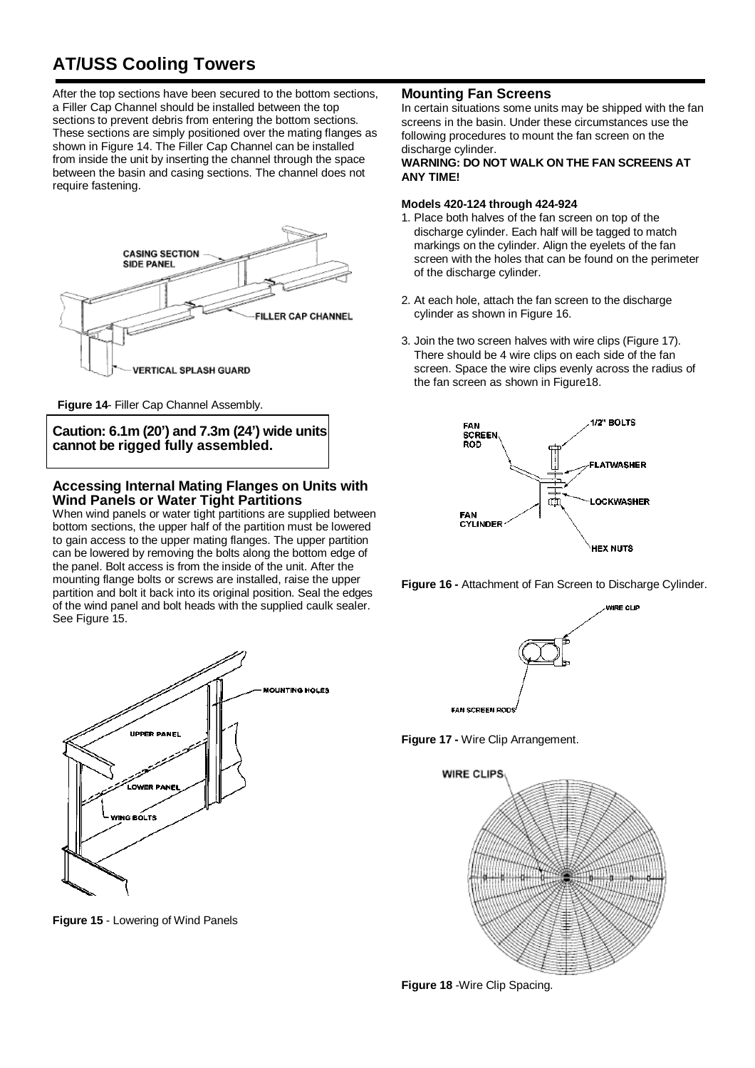# AT/USS Cooling Towers

After the top sections have been secured to the bottom sections, a Filler Cap Channel should be installed between the top sections to prevent debris from entering the bottom sections. These sections are simply positioned over the mating flanges as shown in Figure 14. The Filler Cap Channel can be installed from inside the unit by inserting the channel through the space between the basin and casing sections. The channel does not require fastening.

**Figure 14**- Filler Cap Channel Assembly.

**Caution: 6.1m (20') and 7.3m (24') wide units cannot be rigged fully assembled.**

## Accessing Internal Mating Flanges on Units with Wind Panels or Water Tight Partitions

When wind panels or water tight partitions are supplied between bottom sections, the upper half of the partition must be lowered to gain access to the upper mating flanges. The upper partition can be lowered by removing the bolts along the bottom edge of the panel. Bolt access is from the inside of the unit. After the mounting flange bolts or screws are installed, raise the upper partition and bolt it back into its original position. Seal the edges of the wind panel and bolt heads with the supplied caulk sealer. See Figure 15.

**Figure 15** - Lowering of Wind Panels

## Mounting Fan Screens

In certain situations some units may be shipped with the fan screens in the basin. Under these circumstances use the following procedures to mount the fan screen on the discharge cylinder.

**WARNING: DO NOT WALK ON THE FAN SCREENS AT ANY TIME!**

**Models 420-124 through 424-924**

1. Place both halves of the fan screen on top of the discharge cylinder. Each half will be tagged to match markings on the cylinder. Align the eyelets of the fan screen with the holes that can be found on the perimeter of the discharge cylinder.
2. At each hole, attach the fan screen to the discharge cylinder as shown in Figure 16.
3. Join the two screen halves with wire clips (Figure 17). There should be 4 wire clips on each side of the fan screen. Space the wire clips evenly across the radius of the fan screen as shown in Figure18.

**Figure 16 -** Attachment of Fan Screen to Discharge Cylinder.

**Figure 17 -** Wire Clip Arrangement.

**Figure 18** -Wire Clip Spacing.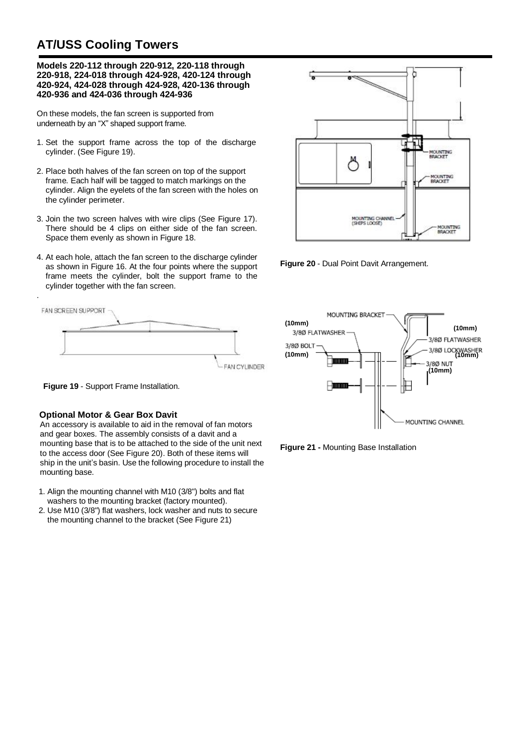# AT/USS Cooling Towers

**Models 220-112 through 220-912, 220-118 through 220-918, 224-018 through 424-928, 420-124 through 420-924, 424-028 through 424-928, 420-136 through 420-936 and 424-036 through 424-936**

On these models, the fan screen is supported from underneath by an "X" shaped support frame.

1. Set the support frame across the top of the discharge cylinder. (See Figure 19).
2. Place both halves of the fan screen on top of the support frame. Each half will be tagged to match markings on the cylinder. Align the eyelets of the fan screen with the holes on the cylinder perimeter.
3. Join the two screen halves with wire clips (See Figure 17). There should be 4 clips on either side of the fan screen. Space them evenly as shown in Figure 18.
4. At each hole, attach the fan screen to the discharge cylinder as shown in Figure 16. At the four points where the support frame meets the cylinder, bolt the support frame to the cylinder together with the fan screen.

**Figure 19** - Support Frame Installation.

### Optional Motor & Gear Box Davit

An accessory is available to aid in the removal of fan motors and gear boxes. The assembly consists of a davit and a mounting base that is to be attached to the side of the unit next to the access door (See Figure 20). Both of these items will ship in the unit's basin. Use the following procedure to install the mounting base.

1. Align the mounting channel with M10 (3/8") bolts and flat washers to the mounting bracket (factory mounted).
2. Use M10 (3/8") flat washers, lock washer and nuts to secure the mounting channel to the bracket (See Figure 21)

**Figure 20** - Dual Point Davit Arrangement.

**Figure 21 -** Mounting Base Installation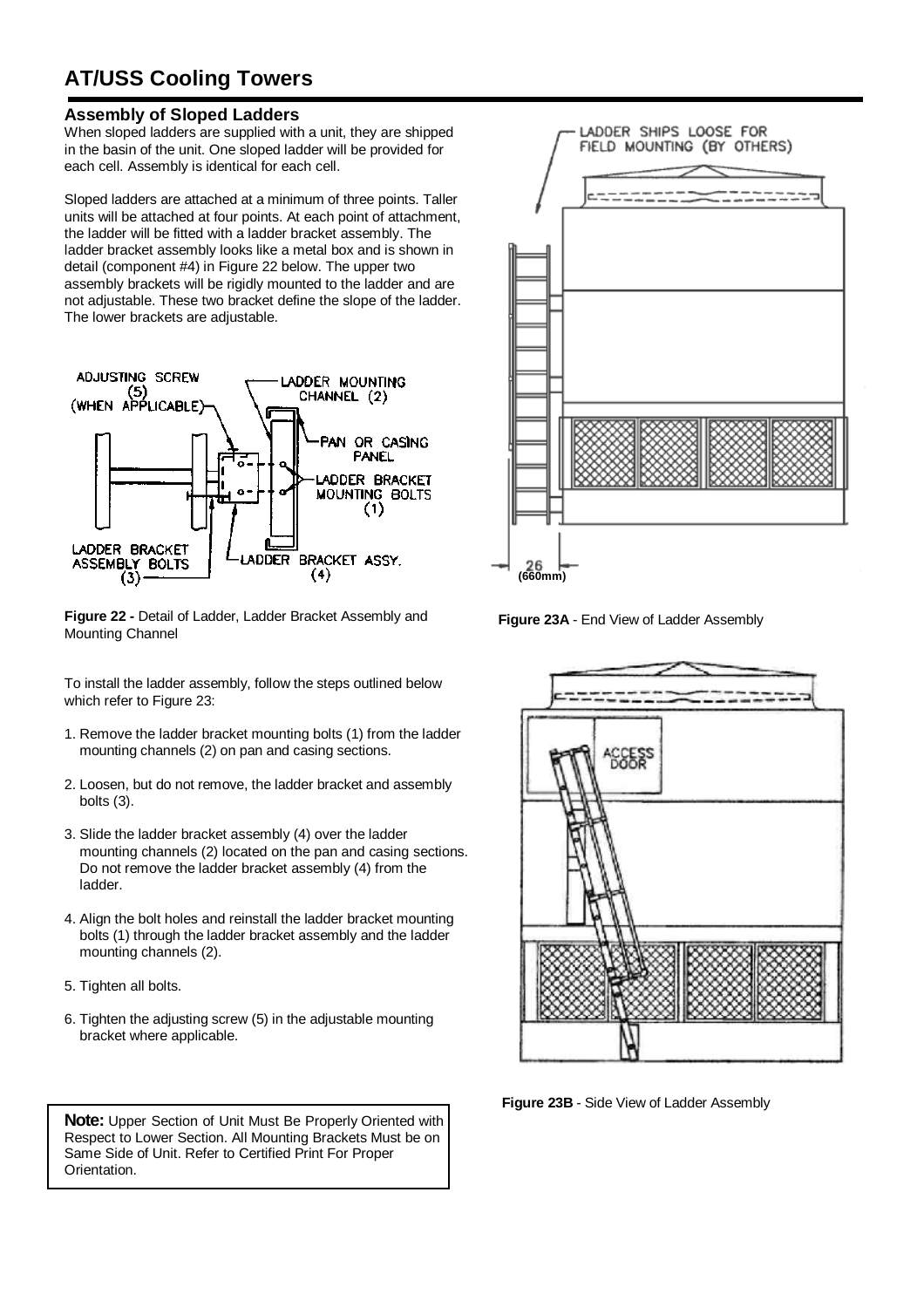# AT/USS Cooling Towers

## Assembly of Sloped Ladders

When sloped ladders are supplied with a unit, they are shipped in the basin of the unit. One sloped ladder will be provided for each cell. Assembly is identical for each cell.

Sloped ladders are attached at a minimum of three points. Taller units will be attached at four points. At each point of attachment, the ladder will be fitted with a ladder bracket assembly. The ladder bracket assembly looks like a metal box and is shown in detail (component #4) in Figure 22 below. The upper two assembly brackets will be rigidly mounted to the ladder and are not adjustable. These two bracket define the slope of the ladder. The lower brackets are adjustable.

**Figure 22 -** Detail of Ladder, Ladder Bracket Assembly and Mounting Channel

To install the ladder assembly, follow the steps outlined below which refer to Figure 23:

1. Remove the ladder bracket mounting bolts (1) from the ladder mounting channels (2) on pan and casing sections.
2. Loosen, but do not remove, the ladder bracket and assembly bolts (3).
3. Slide the ladder bracket assembly (4) over the ladder mounting channels (2) located on the pan and casing sections. Do not remove the ladder bracket assembly (4) from the ladder.
4. Align the bolt holes and reinstall the ladder bracket mounting bolts (1) through the ladder bracket assembly and the ladder mounting channels (2).
5. Tighten all bolts.
6. Tighten the adjusting screw (5) in the adjustable mounting bracket where applicable.

**Note:** Upper Section of Unit Must Be Properly Oriented with Respect to Lower Section. All Mounting Brackets Must be on Same Side of Unit. Refer to Certified Print For Proper Orientation.

**Figure 23A** - End View of Ladder Assembly

**Figure 23B** - Side View of Ladder Assembly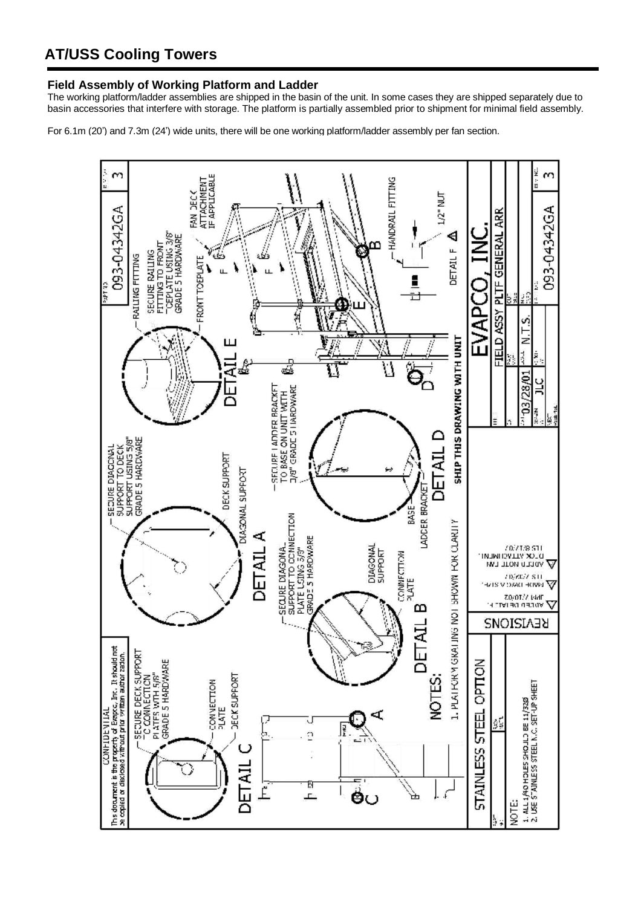## Field Assembly of Working Platform and Ladder

The working platform/ladder assemblies are shipped in the basin of the unit. In some cases they are shipped separately due to basin accessories that interfere with storage. The platform is partially assembled prior to shipment for minimal field assembly.

For 6.1m (20') and 7.3m (24') wide units, there will be one working platform/ladder assembly per fan section.

CONFIDENTIAL
This document is the property of Evapco, Inc. It should not be copied or disclosed without prior written authorization.

DETAIL C
- SECURE DECK SUPPORT TO CONNECTION PLATES WITH 5/8" GRADE 5 HARDWARE
- CONNECTION PLATE
- DECK SUPPORT

DETAIL A
- SECURE DIAGONAL SUPPORT TO DECK SUPPORT USING 5/8" GRADE 5 HARDWARE
- DECK SUPPORT
- DIAGONAL SUPPORT

DETAIL B
- SECURE DIAGONAL SUPPORT TO CONNECTION PLATE USING 5/8" GRADE 5 HARDWARE
- DIAGONAL SUPPORT
- CONNECTION PLATE

DETAIL D
- SECURE LADDER BRACKET TO BASE ON UNIT WITH 3/8" GRADE 5 HARDWARE
- BASE
- LADDER BRACKET

DETAIL E
- RAILING FITTING
- SECURE RAILING FITTING TO FRONT TOEPLATE USING 3/8" GRADE 5 HARDWARE
- FRONT TOEPLATE

DETAIL F
- HANDRAIL FITTING
- 1/2" NUT

FAN DECK ATTACHMENT IF APPLICABLE

NOTES:
1. PLATFORM GRATING NOT SHOWN FOR CLARITY

SHIP THIS DRAWING WITH UNIT

REVISIONS
- ADDED DETAIL F — JPM 7/10/02
- MADE DWG A SHT — TLS 7/23/02
- ADDED NOTE FAN DECK ATTACHMENT — TLS 8/31/02

STAINLESS STEEL OPTION

NOTE:
1. ALL 1/AO HOLES SHOULD BE 11/32Ø
2. USE STAINLESS STEEL N.C. SET-UP SHEET

EVAPCO, INC.
FIELD ASSY PLTF GENERAL ARR
N.T.S.
03/28/01
JLC
093-04342GA
3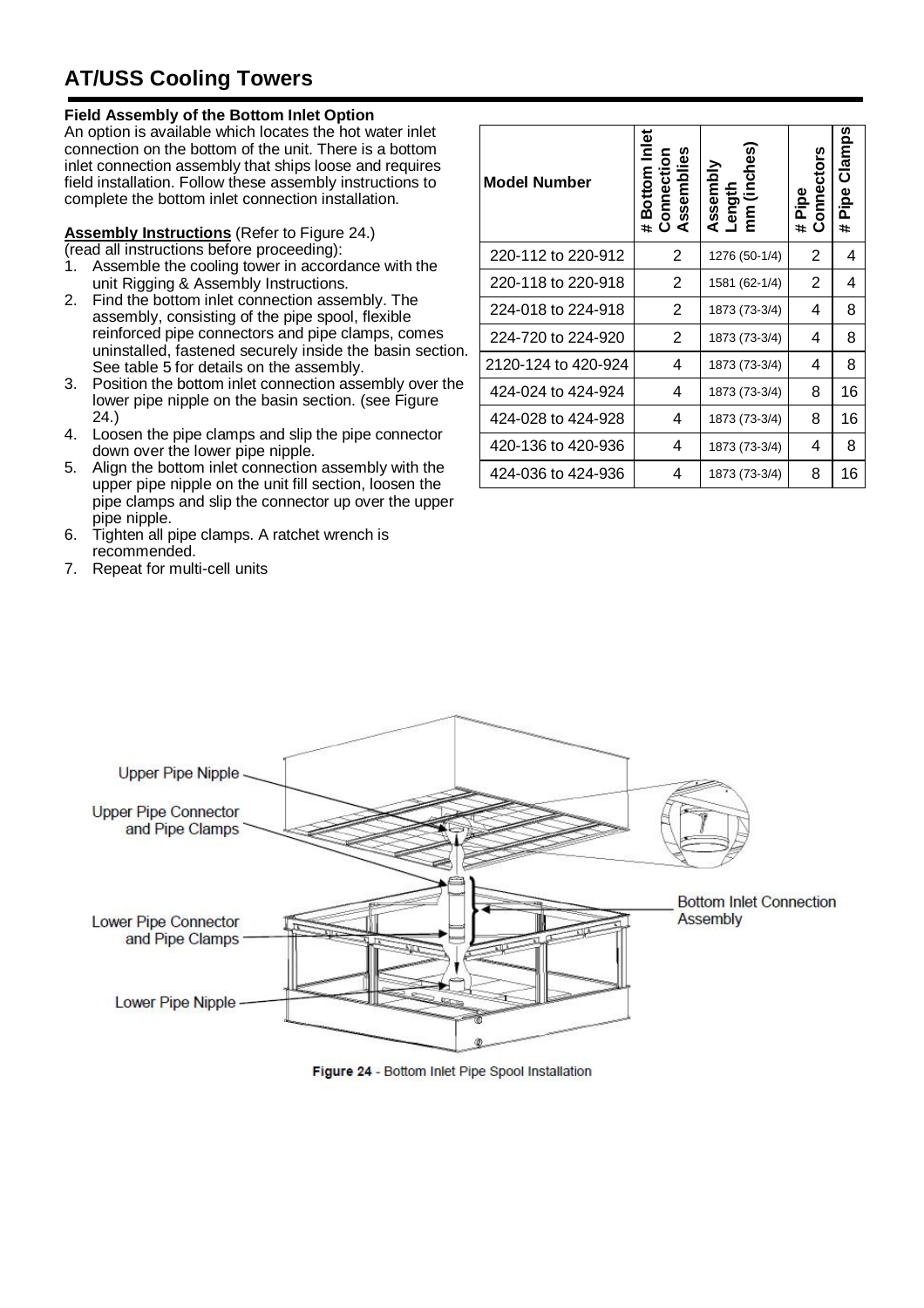## AT/USS Cooling Towers

**Field Assembly of the Bottom Inlet Option**

An option is available which locates the hot water inlet connection on the bottom of the unit. There is a bottom inlet connection assembly that ships loose and requires field installation. Follow these assembly instructions to complete the bottom inlet connection installation.

**Assembly Instructions** (Refer to Figure 24.)
(read all instructions before proceeding):

1. Assemble the cooling tower in accordance with the unit Rigging & Assembly Instructions.
2. Find the bottom inlet connection assembly. The assembly, consisting of the pipe spool, flexible reinforced pipe connectors and pipe clamps, comes uninstalled, fastened securely inside the basin section. See table 5 for details on the assembly.
3. Position the bottom inlet connection assembly over the lower pipe nipple on the basin section. (see Figure 24.)
4. Loosen the pipe clamps and slip the pipe connector down over the lower pipe nipple.
5. Align the bottom inlet connection assembly with the upper pipe nipple on the unit fill section, loosen the pipe clamps and slip the connector up over the upper pipe nipple.
6. Tighten all pipe clamps. A ratchet wrench is recommended.
7. Repeat for multi-cell units

| Model Number | # Bottom Inlet Connection Assemblies | Assembly Length mm (inches) | # Pipe Connectors | # Pipe Clamps |
|---|---|---|---|---|
| 220-112 to 220-912 | 2 | 1276 (50-1/4) | 2 | 4 |
| 220-118 to 220-918 | 2 | 1581 (62-1/4) | 2 | 4 |
| 224-018 to 224-918 | 2 | 1873 (73-3/4) | 4 | 8 |
| 224-720 to 224-920 | 2 | 1873 (73-3/4) | 4 | 8 |
| 2120-124 to 420-924 | 4 | 1873 (73-3/4) | 4 | 8 |
| 424-024 to 424-924 | 4 | 1873 (73-3/4) | 8 | 16 |
| 424-028 to 424-928 | 4 | 1873 (73-3/4) | 8 | 16 |
| 420-136 to 420-936 | 4 | 1873 (73-3/4) | 4 | 8 |
| 424-036 to 424-936 | 4 | 1873 (73-3/4) | 8 | 16 |

Figure 24 - Bottom Inlet Pipe Spool Installation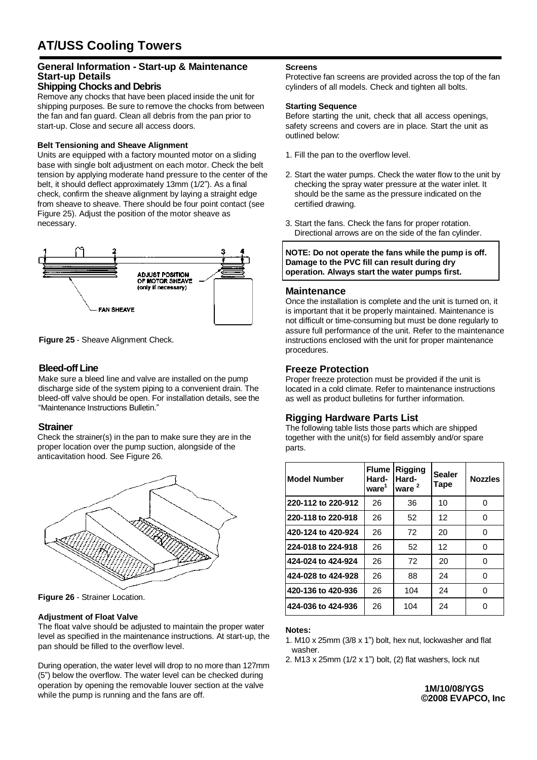# AT/USS Cooling Towers

## General Information - Start-up & Maintenance

### Start-up Details

### Shipping Chocks and Debris

Remove any chocks that have been placed inside the unit for shipping purposes. Be sure to remove the chocks from between the fan and fan guard. Clean all debris from the pan prior to start-up. Close and secure all access doors.

**Belt Tensioning and Sheave Alignment**

Units are equipped with a factory mounted motor on a sliding base with single bolt adjustment on each motor. Check the belt tension by applying moderate hand pressure to the center of the belt, it should deflect approximately 13mm (1/2"). As a final check, confirm the sheave alignment by laying a straight edge from sheave to sheave. There should be four point contact (see Figure 25). Adjust the position of the motor sheave as necessary.

1
2
3
4
ADJUST POSITION OF MOTOR SHEAVE (only if necessary)
FAN SHEAVE

**Figure 25** - Sheave Alignment Check.

### Bleed-off Line

Make sure a bleed line and valve are installed on the pump discharge side of the system piping to a convenient drain. The bleed-off valve should be open. For installation details, see the "Maintenance Instructions Bulletin."

### Strainer

Check the strainer(s) in the pan to make sure they are in the proper location over the pump suction, alongside of the anticavitation hood. See Figure 26.

**Figure 26** - Strainer Location.

**Adjustment of Float Valve**

The float valve should be adjusted to maintain the proper water level as specified in the maintenance instructions. At start-up, the pan should be filled to the overflow level.

During operation, the water level will drop to no more than 127mm (5") below the overflow. The water level can be checked during operation by opening the removable louver section at the valve while the pump is running and the fans are off.

**Screens**

Protective fan screens are provided across the top of the fan cylinders of all models. Check and tighten all bolts.

**Starting Sequence**

Before starting the unit, check that all access openings, safety screens and covers are in place. Start the unit as outlined below:

1. Fill the pan to the overflow level.

2. Start the water pumps. Check the water flow to the unit by checking the spray water pressure at the water inlet. It should be the same as the pressure indicated on the certified drawing.

3. Start the fans. Check the fans for proper rotation. Directional arrows are on the side of the fan cylinder.

**NOTE: Do not operate the fans while the pump is off. Damage to the PVC fill can result during dry operation. Always start the water pumps first.**

### Maintenance

Once the installation is complete and the unit is turned on, it is important that it be properly maintained. Maintenance is not difficult or time-consuming but must be done regularly to assure full performance of the unit. Refer to the maintenance instructions enclosed with the unit for proper maintenance procedures.

### Freeze Protection

Proper freeze protection must be provided if the unit is located in a cold climate. Refer to maintenance instructions as well as product bulletins for further information.

### Rigging Hardware Parts List

The following table lists those parts which are shipped together with the unit(s) for field assembly and/or spare parts.

| Model Number | Flume Hardware[1] | Rigging Hardware [2] | Sealer Tape | Nozzles |
|---|---|---|---|---|
| 220-112 to 220-912 | 26 | 36 | 10 | 0 |
| 220-118 to 220-918 | 26 | 52 | 12 | 0 |
| 420-124 to 420-924 | 26 | 72 | 20 | 0 |
| 224-018 to 224-918 | 26 | 52 | 12 | 0 |
| 424-024 to 424-924 | 26 | 72 | 20 | 0 |
| 424-028 to 424-928 | 26 | 88 | 24 | 0 |
| 420-136 to 420-936 | 26 | 104 | 24 | 0 |
| 424-036 to 424-936 | 26 | 104 | 24 | 0 |

**Notes:**

1. M10 x 25mm (3/8 x 1") bolt, hex nut, lockwasher and flat washer.
2. M13 x 25mm (1/2 x 1") bolt, (2) flat washers, lock nut

**1M/10/08/YGS**
**©2008 EVAPCO, Inc**